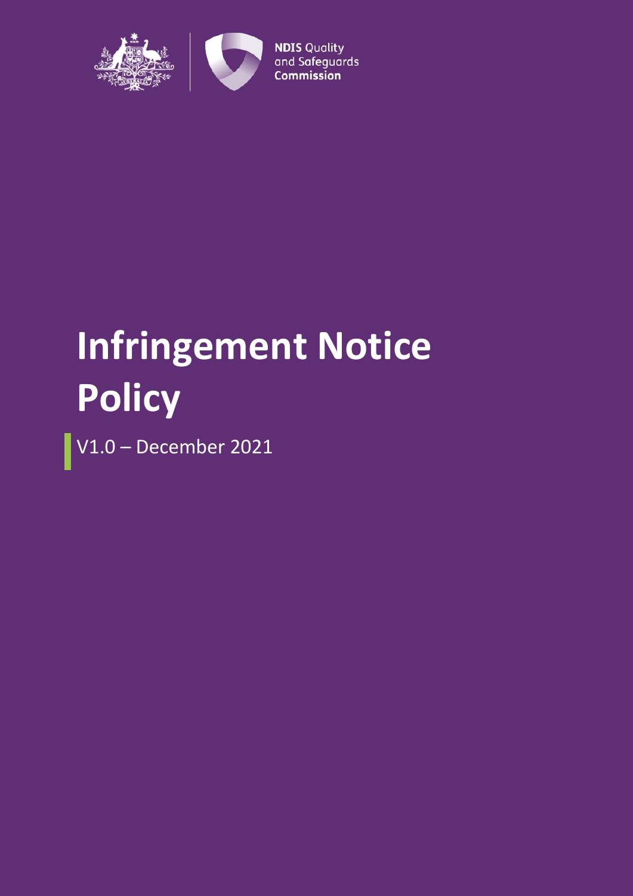NDIS Quality and Safeguards Commission

# Infringement Notice Policy

V1.0 – December 2021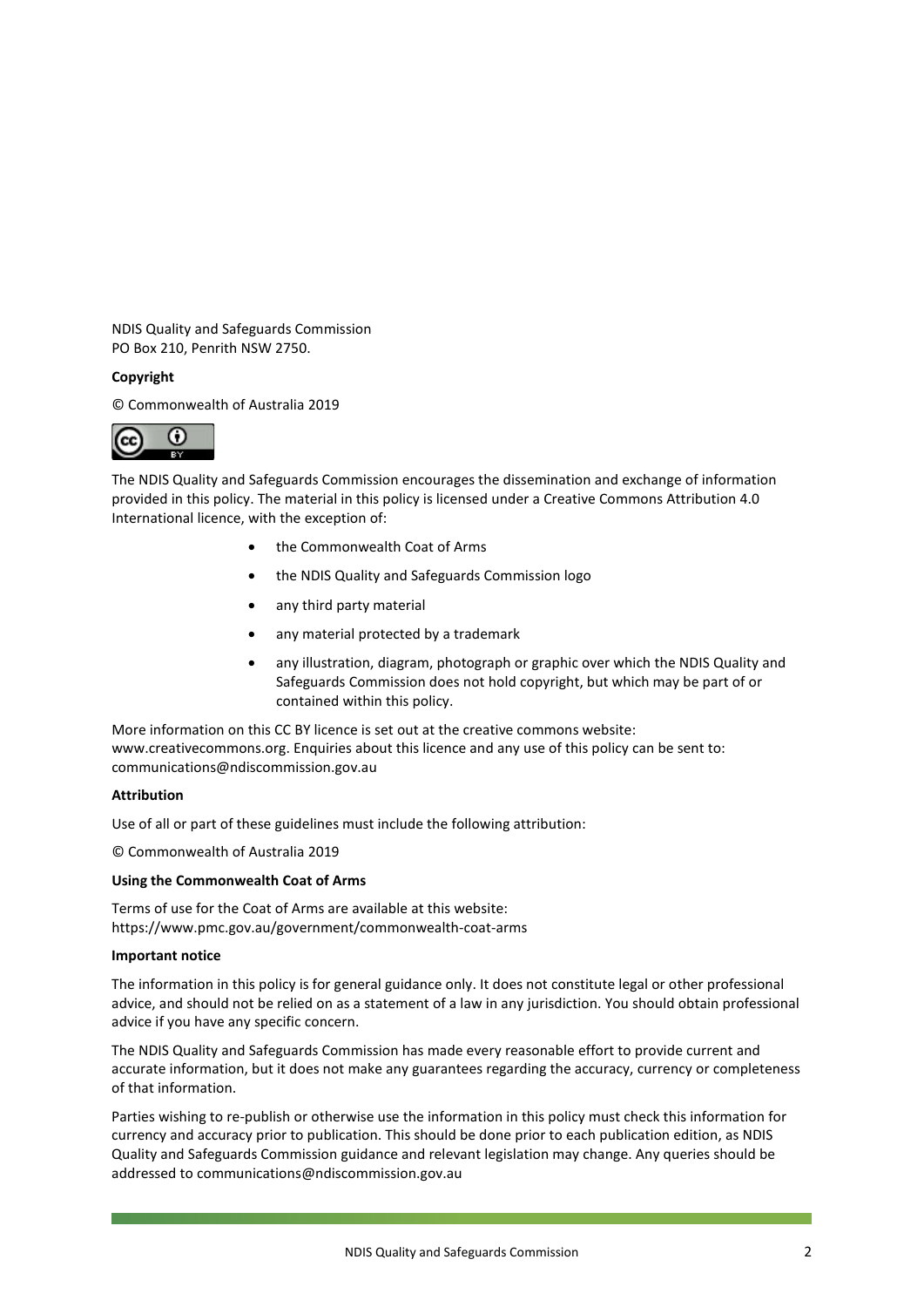NDIS Quality and Safeguards Commission
PO Box 210, Penrith NSW 2750.

**Copyright**

© Commonwealth of Australia 2019

The NDIS Quality and Safeguards Commission encourages the dissemination and exchange of information provided in this policy. The material in this policy is licensed under a Creative Commons Attribution 4.0 International licence, with the exception of:

- the Commonwealth Coat of Arms
- the NDIS Quality and Safeguards Commission logo
- any third party material
- any material protected by a trademark
- any illustration, diagram, photograph or graphic over which the NDIS Quality and Safeguards Commission does not hold copyright, but which may be part of or contained within this policy.

More information on this CC BY licence is set out at the creative commons website: www.creativecommons.org. Enquiries about this licence and any use of this policy can be sent to: communications@ndiscommission.gov.au

**Attribution**

Use of all or part of these guidelines must include the following attribution:

© Commonwealth of Australia 2019

**Using the Commonwealth Coat of Arms**

Terms of use for the Coat of Arms are available at this website: https://www.pmc.gov.au/government/commonwealth-coat-arms

**Important notice**

The information in this policy is for general guidance only. It does not constitute legal or other professional advice, and should not be relied on as a statement of a law in any jurisdiction. You should obtain professional advice if you have any specific concern.

The NDIS Quality and Safeguards Commission has made every reasonable effort to provide current and accurate information, but it does not make any guarantees regarding the accuracy, currency or completeness of that information.

Parties wishing to re-publish or otherwise use the information in this policy must check this information for currency and accuracy prior to publication. This should be done prior to each publication edition, as NDIS Quality and Safeguards Commission guidance and relevant legislation may change. Any queries should be addressed to communications@ndiscommission.gov.au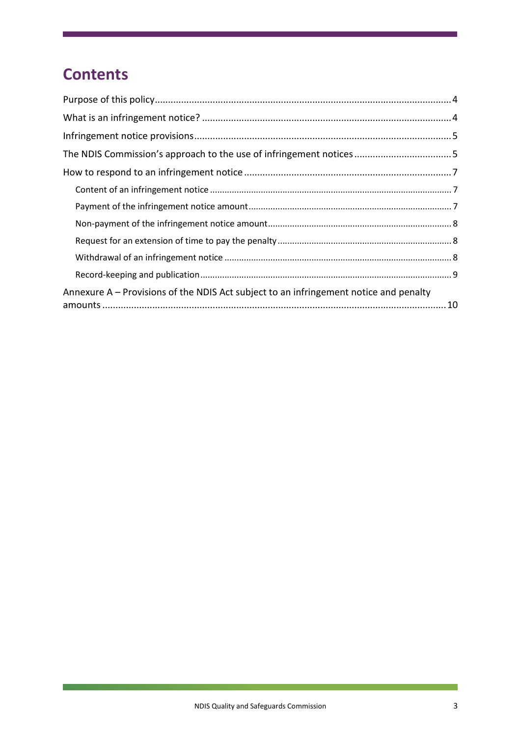# Contents

Purpose of this policy.......................................................................................................4

What is an infringement notice? .......................................................................................4

Infringement notice provisions..........................................................................................5

The NDIS Commission's approach to the use of infringement notices ...............................5

How to respond to an infringement notice ........................................................................7

- Content of an infringement notice ...................................................................................7
- Payment of the infringement notice amount....................................................................7
- Non-payment of the infringement notice amount............................................................8
- Request for an extension of time to pay the penalty........................................................8
- Withdrawal of an infringement notice .............................................................................8
- Record-keeping and publication.......................................................................................9

Annexure A – Provisions of the NDIS Act subject to an infringement notice and penalty amounts ..........................................................................................................................10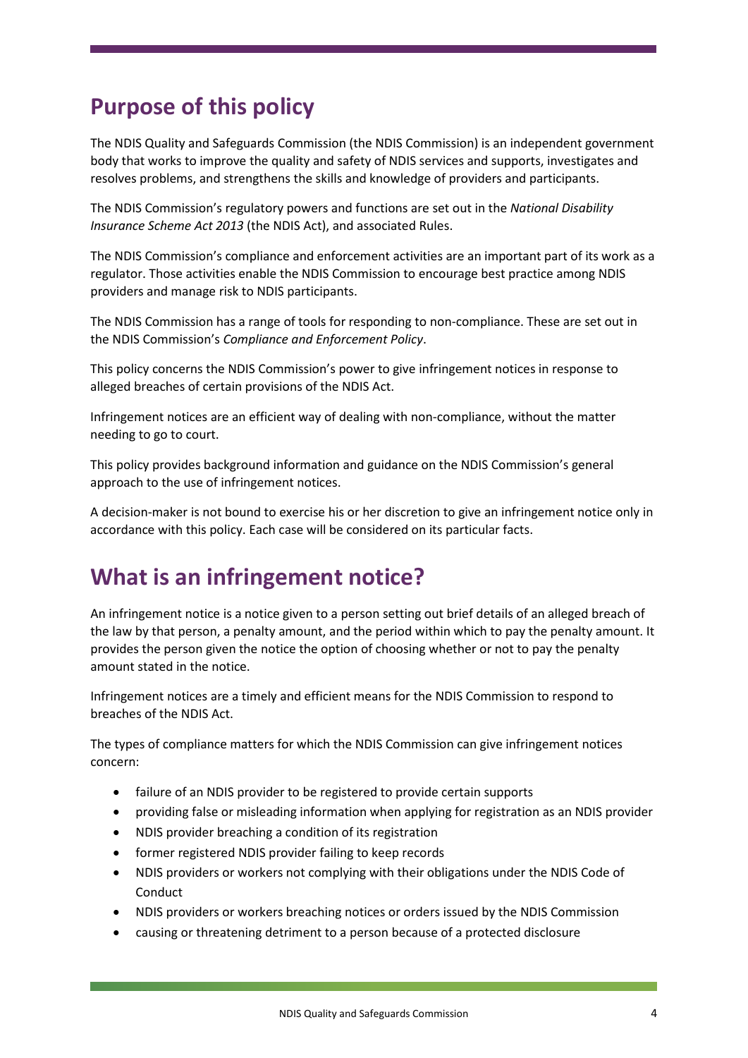# Purpose of this policy

The NDIS Quality and Safeguards Commission (the NDIS Commission) is an independent government body that works to improve the quality and safety of NDIS services and supports, investigates and resolves problems, and strengthens the skills and knowledge of providers and participants.

The NDIS Commission's regulatory powers and functions are set out in the *National Disability Insurance Scheme Act 2013* (the NDIS Act), and associated Rules.

The NDIS Commission's compliance and enforcement activities are an important part of its work as a regulator. Those activities enable the NDIS Commission to encourage best practice among NDIS providers and manage risk to NDIS participants.

The NDIS Commission has a range of tools for responding to non-compliance. These are set out in the NDIS Commission's *Compliance and Enforcement Policy*.

This policy concerns the NDIS Commission's power to give infringement notices in response to alleged breaches of certain provisions of the NDIS Act.

Infringement notices are an efficient way of dealing with non-compliance, without the matter needing to go to court.

This policy provides background information and guidance on the NDIS Commission's general approach to the use of infringement notices.

A decision-maker is not bound to exercise his or her discretion to give an infringement notice only in accordance with this policy. Each case will be considered on its particular facts.

# What is an infringement notice?

An infringement notice is a notice given to a person setting out brief details of an alleged breach of the law by that person, a penalty amount, and the period within which to pay the penalty amount. It provides the person given the notice the option of choosing whether or not to pay the penalty amount stated in the notice.

Infringement notices are a timely and efficient means for the NDIS Commission to respond to breaches of the NDIS Act.

The types of compliance matters for which the NDIS Commission can give infringement notices concern:

- failure of an NDIS provider to be registered to provide certain supports
- providing false or misleading information when applying for registration as an NDIS provider
- NDIS provider breaching a condition of its registration
- former registered NDIS provider failing to keep records
- NDIS providers or workers not complying with their obligations under the NDIS Code of Conduct
- NDIS providers or workers breaching notices or orders issued by the NDIS Commission
- causing or threatening detriment to a person because of a protected disclosure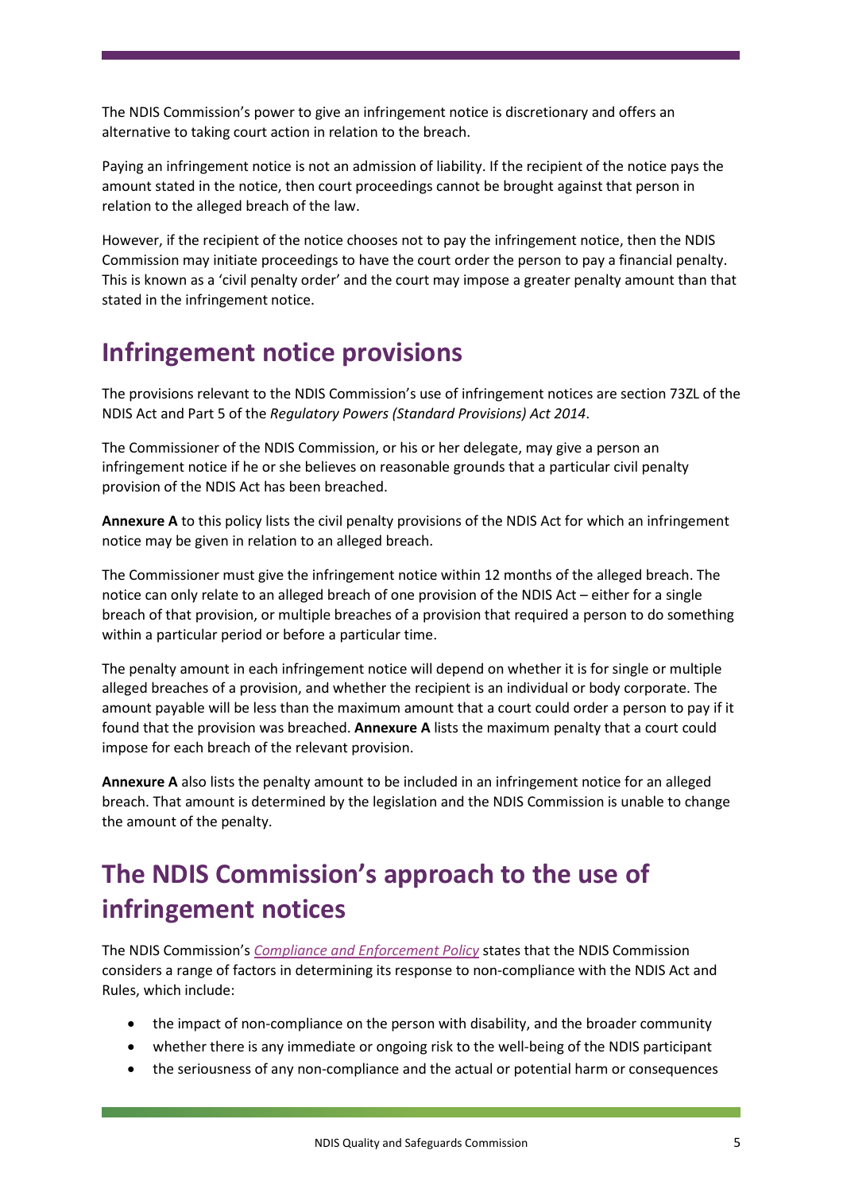The NDIS Commission's power to give an infringement notice is discretionary and offers an alternative to taking court action in relation to the breach.

Paying an infringement notice is not an admission of liability. If the recipient of the notice pays the amount stated in the notice, then court proceedings cannot be brought against that person in relation to the alleged breach of the law.

However, if the recipient of the notice chooses not to pay the infringement notice, then the NDIS Commission may initiate proceedings to have the court order the person to pay a financial penalty. This is known as a 'civil penalty order' and the court may impose a greater penalty amount than that stated in the infringement notice.

# Infringement notice provisions

The provisions relevant to the NDIS Commission's use of infringement notices are section 73ZL of the NDIS Act and Part 5 of the *Regulatory Powers (Standard Provisions) Act 2014*.

The Commissioner of the NDIS Commission, or his or her delegate, may give a person an infringement notice if he or she believes on reasonable grounds that a particular civil penalty provision of the NDIS Act has been breached.

**Annexure A** to this policy lists the civil penalty provisions of the NDIS Act for which an infringement notice may be given in relation to an alleged breach.

The Commissioner must give the infringement notice within 12 months of the alleged breach. The notice can only relate to an alleged breach of one provision of the NDIS Act – either for a single breach of that provision, or multiple breaches of a provision that required a person to do something within a particular period or before a particular time.

The penalty amount in each infringement notice will depend on whether it is for single or multiple alleged breaches of a provision, and whether the recipient is an individual or body corporate. The amount payable will be less than the maximum amount that a court could order a person to pay if it found that the provision was breached. **Annexure A** lists the maximum penalty that a court could impose for each breach of the relevant provision.

**Annexure A** also lists the penalty amount to be included in an infringement notice for an alleged breach. That amount is determined by the legislation and the NDIS Commission is unable to change the amount of the penalty.

# The NDIS Commission's approach to the use of infringement notices

The NDIS Commission's *Compliance and Enforcement Policy* states that the NDIS Commission considers a range of factors in determining its response to non-compliance with the NDIS Act and Rules, which include:

- the impact of non-compliance on the person with disability, and the broader community
- whether there is any immediate or ongoing risk to the well-being of the NDIS participant
- the seriousness of any non-compliance and the actual or potential harm or consequences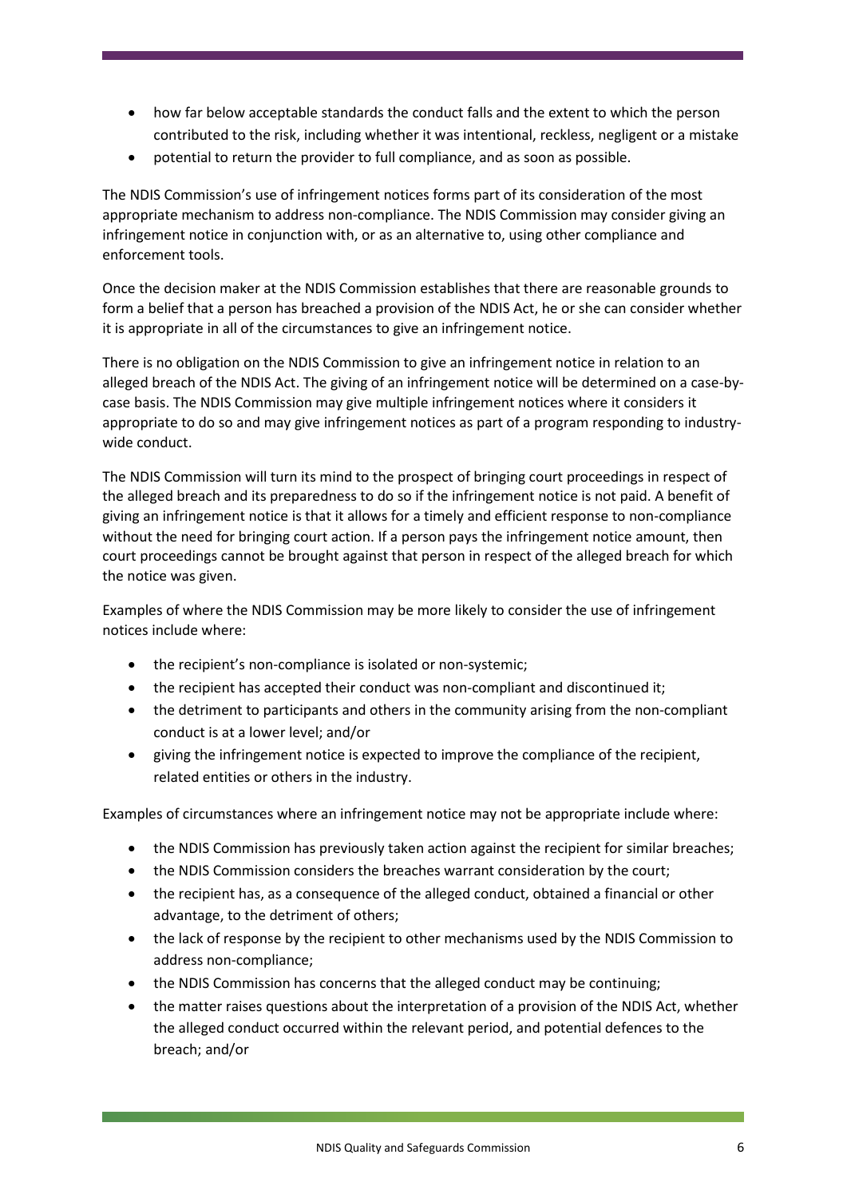- how far below acceptable standards the conduct falls and the extent to which the person contributed to the risk, including whether it was intentional, reckless, negligent or a mistake
- potential to return the provider to full compliance, and as soon as possible.

The NDIS Commission's use of infringement notices forms part of its consideration of the most appropriate mechanism to address non-compliance. The NDIS Commission may consider giving an infringement notice in conjunction with, or as an alternative to, using other compliance and enforcement tools.

Once the decision maker at the NDIS Commission establishes that there are reasonable grounds to form a belief that a person has breached a provision of the NDIS Act, he or she can consider whether it is appropriate in all of the circumstances to give an infringement notice.

There is no obligation on the NDIS Commission to give an infringement notice in relation to an alleged breach of the NDIS Act. The giving of an infringement notice will be determined on a case-by-case basis. The NDIS Commission may give multiple infringement notices where it considers it appropriate to do so and may give infringement notices as part of a program responding to industry-wide conduct.

The NDIS Commission will turn its mind to the prospect of bringing court proceedings in respect of the alleged breach and its preparedness to do so if the infringement notice is not paid. A benefit of giving an infringement notice is that it allows for a timely and efficient response to non-compliance without the need for bringing court action. If a person pays the infringement notice amount, then court proceedings cannot be brought against that person in respect of the alleged breach for which the notice was given.

Examples of where the NDIS Commission may be more likely to consider the use of infringement notices include where:

- the recipient's non-compliance is isolated or non-systemic;
- the recipient has accepted their conduct was non-compliant and discontinued it;
- the detriment to participants and others in the community arising from the non-compliant conduct is at a lower level; and/or
- giving the infringement notice is expected to improve the compliance of the recipient, related entities or others in the industry.

Examples of circumstances where an infringement notice may not be appropriate include where:

- the NDIS Commission has previously taken action against the recipient for similar breaches;
- the NDIS Commission considers the breaches warrant consideration by the court;
- the recipient has, as a consequence of the alleged conduct, obtained a financial or other advantage, to the detriment of others;
- the lack of response by the recipient to other mechanisms used by the NDIS Commission to address non-compliance;
- the NDIS Commission has concerns that the alleged conduct may be continuing;
- the matter raises questions about the interpretation of a provision of the NDIS Act, whether the alleged conduct occurred within the relevant period, and potential defences to the breach; and/or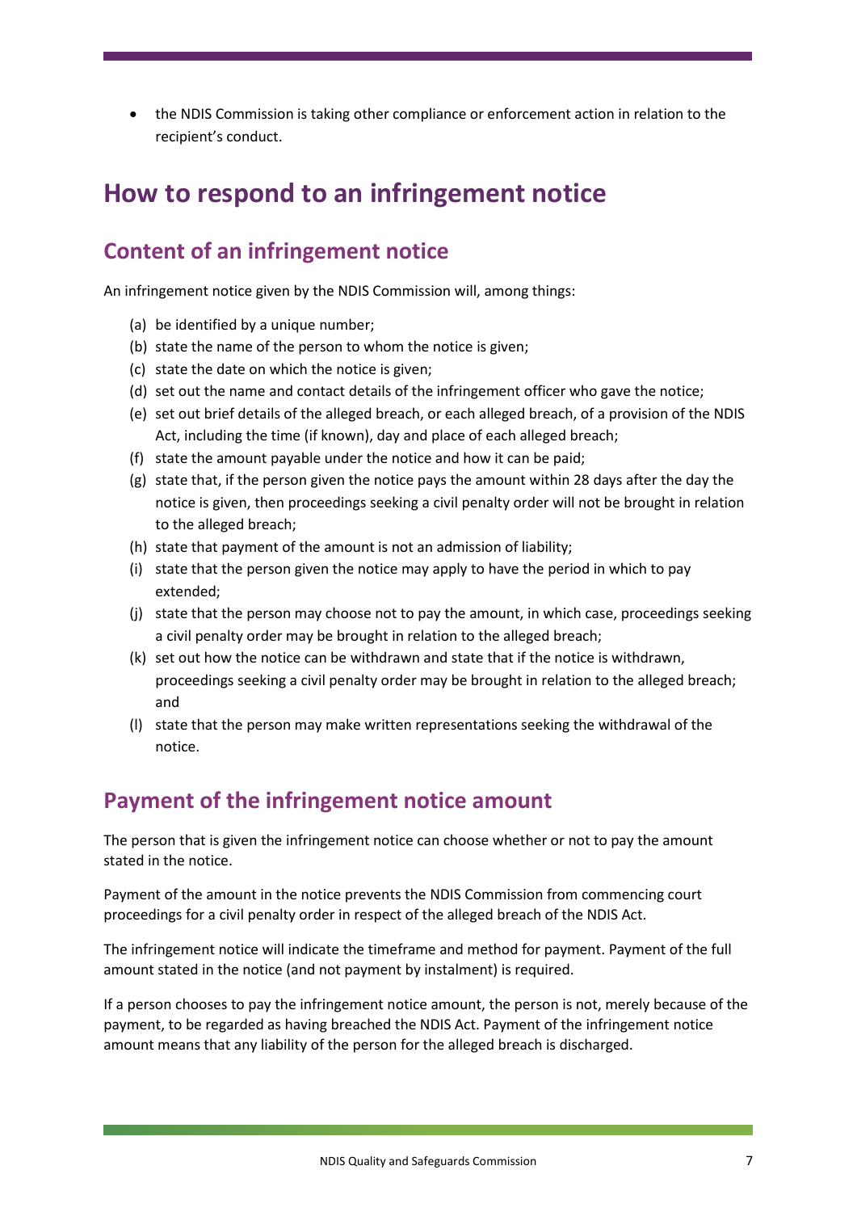- the NDIS Commission is taking other compliance or enforcement action in relation to the recipient's conduct.

# How to respond to an infringement notice

## Content of an infringement notice

An infringement notice given by the NDIS Commission will, among things:

(a) be identified by a unique number;
(b) state the name of the person to whom the notice is given;
(c) state the date on which the notice is given;
(d) set out the name and contact details of the infringement officer who gave the notice;
(e) set out brief details of the alleged breach, or each alleged breach, of a provision of the NDIS Act, including the time (if known), day and place of each alleged breach;
(f) state the amount payable under the notice and how it can be paid;
(g) state that, if the person given the notice pays the amount within 28 days after the day the notice is given, then proceedings seeking a civil penalty order will not be brought in relation to the alleged breach;
(h) state that payment of the amount is not an admission of liability;
(i) state that the person given the notice may apply to have the period in which to pay extended;
(j) state that the person may choose not to pay the amount, in which case, proceedings seeking a civil penalty order may be brought in relation to the alleged breach;
(k) set out how the notice can be withdrawn and state that if the notice is withdrawn, proceedings seeking a civil penalty order may be brought in relation to the alleged breach; and
(l) state that the person may make written representations seeking the withdrawal of the notice.

## Payment of the infringement notice amount

The person that is given the infringement notice can choose whether or not to pay the amount stated in the notice.

Payment of the amount in the notice prevents the NDIS Commission from commencing court proceedings for a civil penalty order in respect of the alleged breach of the NDIS Act.

The infringement notice will indicate the timeframe and method for payment. Payment of the full amount stated in the notice (and not payment by instalment) is required.

If a person chooses to pay the infringement notice amount, the person is not, merely because of the payment, to be regarded as having breached the NDIS Act. Payment of the infringement notice amount means that any liability of the person for the alleged breach is discharged.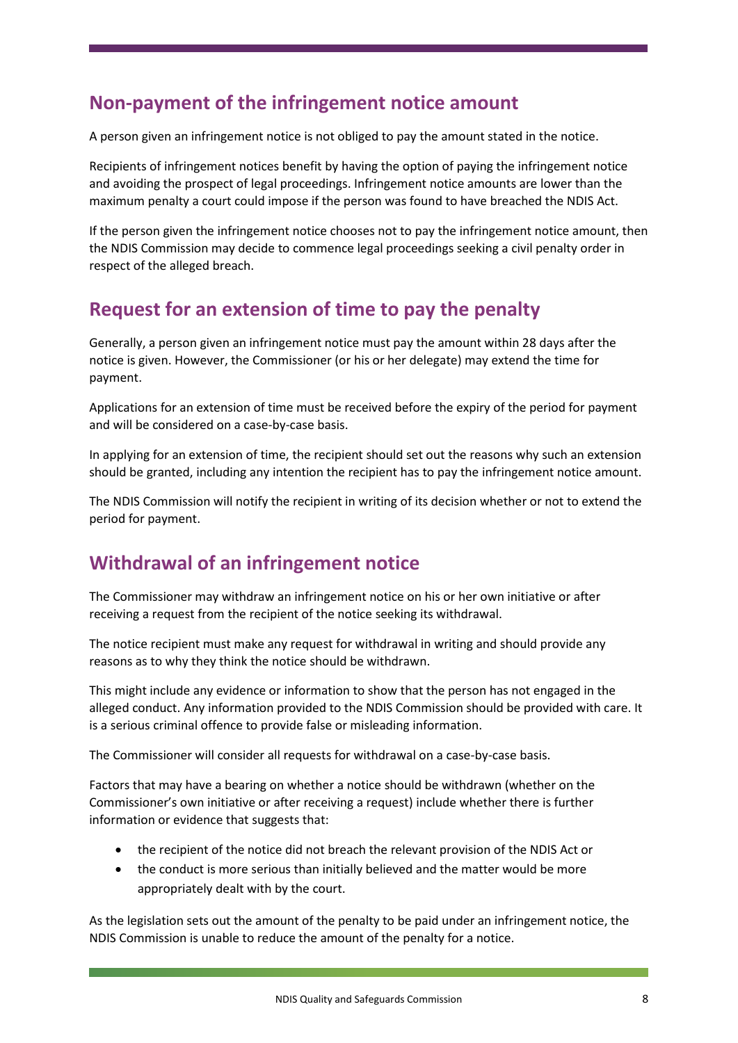## Non-payment of the infringement notice amount

A person given an infringement notice is not obliged to pay the amount stated in the notice.

Recipients of infringement notices benefit by having the option of paying the infringement notice and avoiding the prospect of legal proceedings. Infringement notice amounts are lower than the maximum penalty a court could impose if the person was found to have breached the NDIS Act.

If the person given the infringement notice chooses not to pay the infringement notice amount, then the NDIS Commission may decide to commence legal proceedings seeking a civil penalty order in respect of the alleged breach.

## Request for an extension of time to pay the penalty

Generally, a person given an infringement notice must pay the amount within 28 days after the notice is given. However, the Commissioner (or his or her delegate) may extend the time for payment.

Applications for an extension of time must be received before the expiry of the period for payment and will be considered on a case-by-case basis.

In applying for an extension of time, the recipient should set out the reasons why such an extension should be granted, including any intention the recipient has to pay the infringement notice amount.

The NDIS Commission will notify the recipient in writing of its decision whether or not to extend the period for payment.

## Withdrawal of an infringement notice

The Commissioner may withdraw an infringement notice on his or her own initiative or after receiving a request from the recipient of the notice seeking its withdrawal.

The notice recipient must make any request for withdrawal in writing and should provide any reasons as to why they think the notice should be withdrawn.

This might include any evidence or information to show that the person has not engaged in the alleged conduct. Any information provided to the NDIS Commission should be provided with care. It is a serious criminal offence to provide false or misleading information.

The Commissioner will consider all requests for withdrawal on a case-by-case basis.

Factors that may have a bearing on whether a notice should be withdrawn (whether on the Commissioner's own initiative or after receiving a request) include whether there is further information or evidence that suggests that:

- the recipient of the notice did not breach the relevant provision of the NDIS Act or
- the conduct is more serious than initially believed and the matter would be more appropriately dealt with by the court.

As the legislation sets out the amount of the penalty to be paid under an infringement notice, the NDIS Commission is unable to reduce the amount of the penalty for a notice.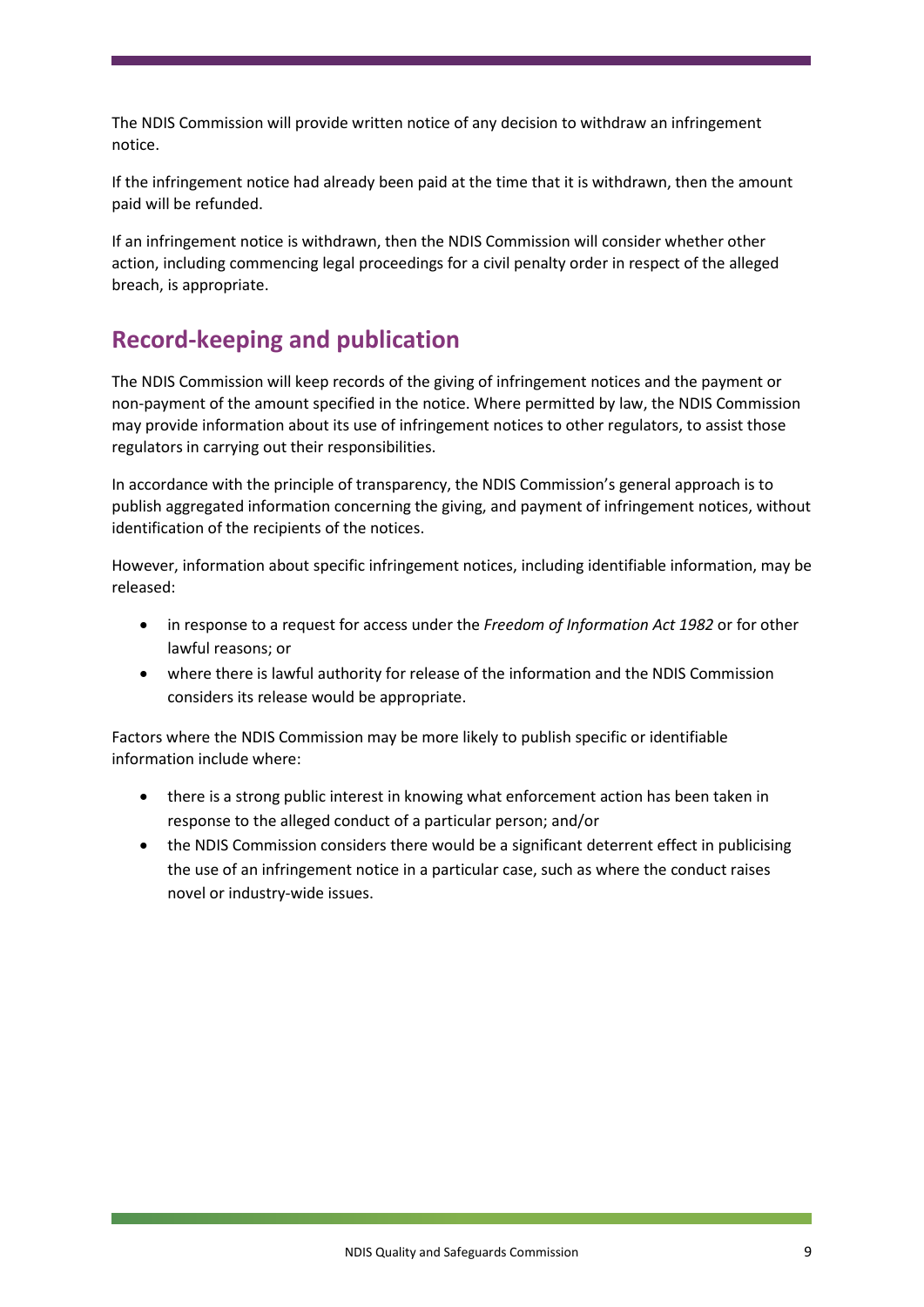The NDIS Commission will provide written notice of any decision to withdraw an infringement notice.

If the infringement notice had already been paid at the time that it is withdrawn, then the amount paid will be refunded.

If an infringement notice is withdrawn, then the NDIS Commission will consider whether other action, including commencing legal proceedings for a civil penalty order in respect of the alleged breach, is appropriate.

## Record-keeping and publication

The NDIS Commission will keep records of the giving of infringement notices and the payment or non-payment of the amount specified in the notice. Where permitted by law, the NDIS Commission may provide information about its use of infringement notices to other regulators, to assist those regulators in carrying out their responsibilities.

In accordance with the principle of transparency, the NDIS Commission's general approach is to publish aggregated information concerning the giving, and payment of infringement notices, without identification of the recipients of the notices.

However, information about specific infringement notices, including identifiable information, may be released:

- in response to a request for access under the *Freedom of Information Act 1982* or for other lawful reasons; or
- where there is lawful authority for release of the information and the NDIS Commission considers its release would be appropriate.

Factors where the NDIS Commission may be more likely to publish specific or identifiable information include where:

- there is a strong public interest in knowing what enforcement action has been taken in response to the alleged conduct of a particular person; and/or
- the NDIS Commission considers there would be a significant deterrent effect in publicising the use of an infringement notice in a particular case, such as where the conduct raises novel or industry-wide issues.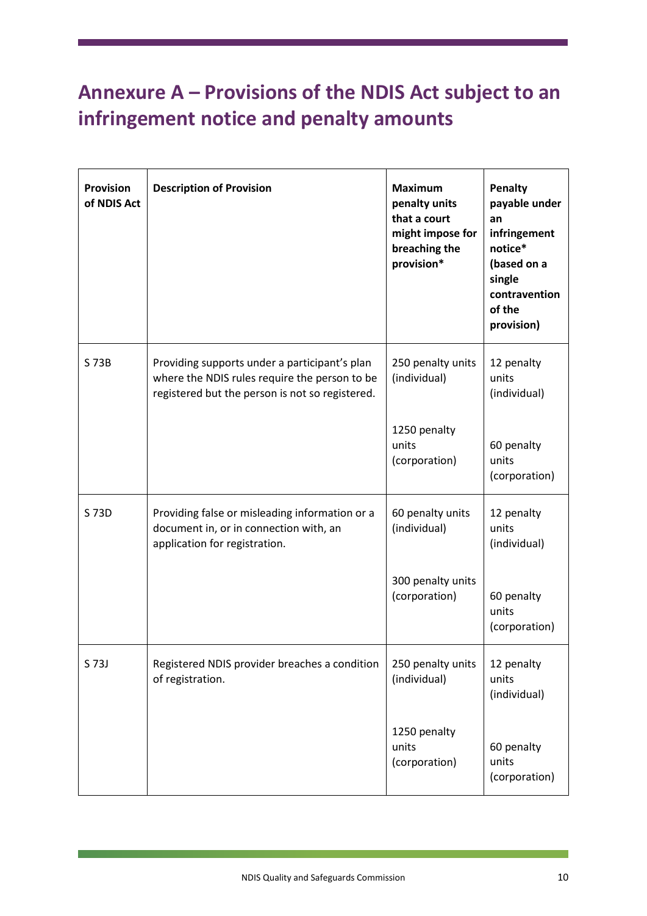# Annexure A – Provisions of the NDIS Act subject to an infringement notice and penalty amounts

| Provision of NDIS Act | Description of Provision | Maximum penalty units that a court might impose for breaching the provision* | Penalty payable under an infringement notice* (based on a single contravention of the provision) |
|---|---|---|---|
| S 73B | Providing supports under a participant's plan where the NDIS rules require the person to be registered but the person is not so registered. | 250 penalty units (individual)<br><br>1250 penalty units (corporation) | 12 penalty units (individual)<br><br>60 penalty units (corporation) |
| S 73D | Providing false or misleading information or a document in, or in connection with, an application for registration. | 60 penalty units (individual)<br><br>300 penalty units (corporation) | 12 penalty units (individual)<br><br>60 penalty units (corporation) |
| S 73J | Registered NDIS provider breaches a condition of registration. | 250 penalty units (individual)<br><br>1250 penalty units (corporation) | 12 penalty units (individual)<br><br>60 penalty units (corporation) |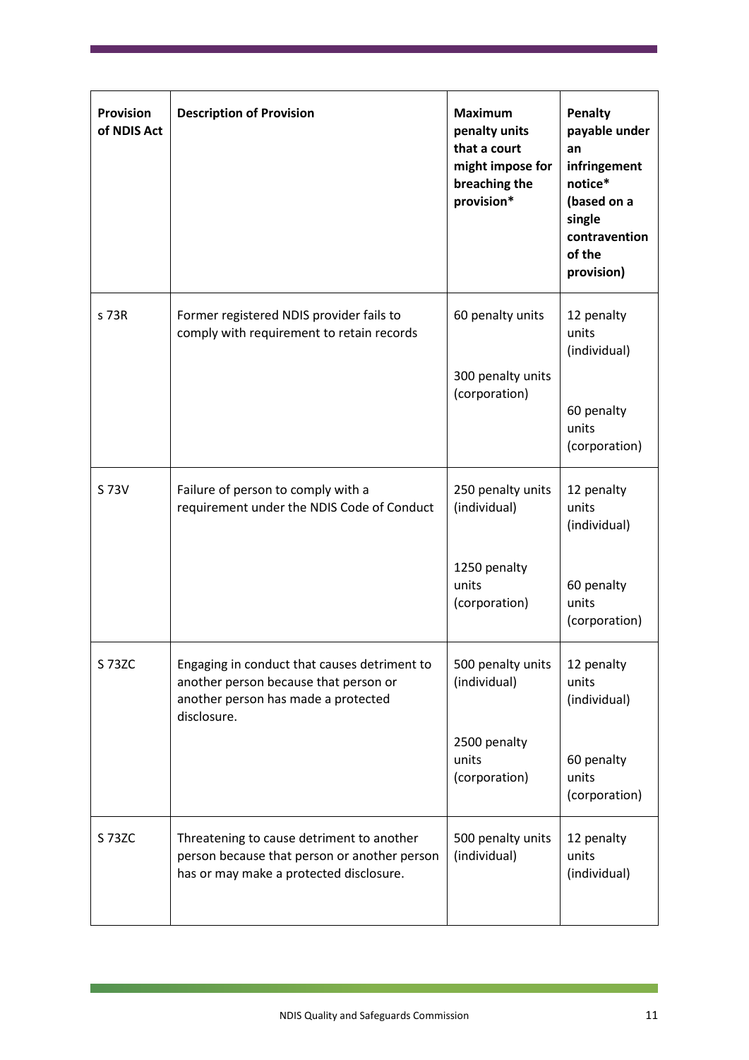| Provision of NDIS Act | Description of Provision | Maximum penalty units that a court might impose for breaching the provision* | Penalty payable under an infringement notice* (based on a single contravention of the provision) |
| --- | --- | --- | --- |
| s 73R | Former registered NDIS provider fails to comply with requirement to retain records | 60 penalty units<br><br>300 penalty units (corporation) | 12 penalty units (individual)<br><br>60 penalty units (corporation) |
| S 73V | Failure of person to comply with a requirement under the NDIS Code of Conduct | 250 penalty units (individual)<br><br>1250 penalty units (corporation) | 12 penalty units (individual)<br><br>60 penalty units (corporation) |
| S 73ZC | Engaging in conduct that causes detriment to another person because that person or another person has made a protected disclosure. | 500 penalty units (individual)<br><br>2500 penalty units (corporation) | 12 penalty units (individual)<br><br>60 penalty units (corporation) |
| S 73ZC | Threatening to cause detriment to another person because that person or another person has or may make a protected disclosure. | 500 penalty units (individual) | 12 penalty units (individual) |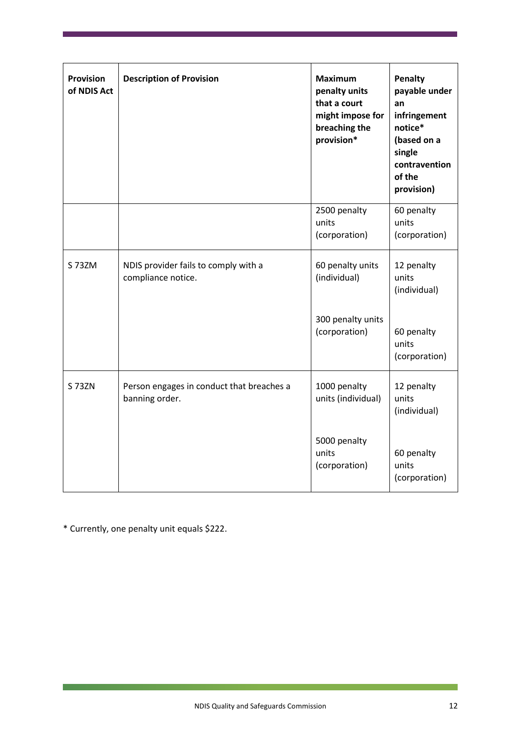| Provision of NDIS Act | Description of Provision | Maximum penalty units that a court might impose for breaching the provision* | Penalty payable under an infringement notice* (based on a single contravention of the provision) |
| --- | --- | --- | --- |
| | | 2500 penalty units (corporation) | 60 penalty units (corporation) |
| S 73ZM | NDIS provider fails to comply with a compliance notice. | 60 penalty units (individual)<br><br>300 penalty units (corporation) | 12 penalty units (individual)<br><br>60 penalty units (corporation) |
| S 73ZN | Person engages in conduct that breaches a banning order. | 1000 penalty units (individual)<br><br>5000 penalty units (corporation) | 12 penalty units (individual)<br><br>60 penalty units (corporation) |

* Currently, one penalty unit equals $222.